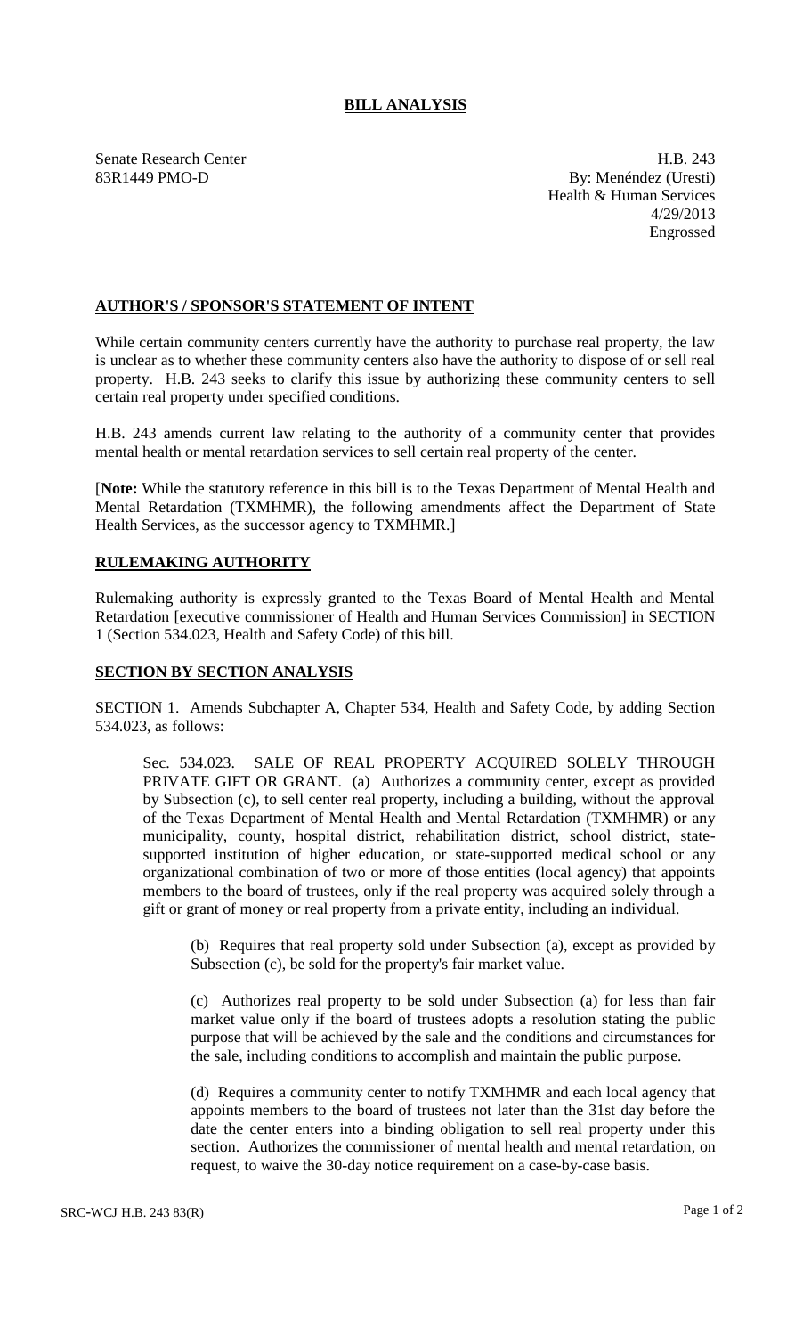# BILL ANALYSIS

Senate Research Center
83R1449 PMO-D

H.B. 243
By: Menéndez (Uresti)
Health & Human Services
4/29/2013
Engrossed

## AUTHOR'S / SPONSOR'S STATEMENT OF INTENT

While certain community centers currently have the authority to purchase real property, the law is unclear as to whether these community centers also have the authority to dispose of or sell real property. H.B. 243 seeks to clarify this issue by authorizing these community centers to sell certain real property under specified conditions.

H.B. 243 amends current law relating to the authority of a community center that provides mental health or mental retardation services to sell certain real property of the center.

[**Note:** While the statutory reference in this bill is to the Texas Department of Mental Health and Mental Retardation (TXMHMR), the following amendments affect the Department of State Health Services, as the successor agency to TXMHMR.]

## RULEMAKING AUTHORITY

Rulemaking authority is expressly granted to the Texas Board of Mental Health and Mental Retardation [executive commissioner of Health and Human Services Commission] in SECTION 1 (Section 534.023, Health and Safety Code) of this bill.

## SECTION BY SECTION ANALYSIS

SECTION 1. Amends Subchapter A, Chapter 534, Health and Safety Code, by adding Section 534.023, as follows:

Sec. 534.023. SALE OF REAL PROPERTY ACQUIRED SOLELY THROUGH PRIVATE GIFT OR GRANT. (a) Authorizes a community center, except as provided by Subsection (c), to sell center real property, including a building, without the approval of the Texas Department of Mental Health and Mental Retardation (TXMHMR) or any municipality, county, hospital district, rehabilitation district, school district, state-supported institution of higher education, or state-supported medical school or any organizational combination of two or more of those entities (local agency) that appoints members to the board of trustees, only if the real property was acquired solely through a gift or grant of money or real property from a private entity, including an individual.

(b) Requires that real property sold under Subsection (a), except as provided by Subsection (c), be sold for the property's fair market value.

(c) Authorizes real property to be sold under Subsection (a) for less than fair market value only if the board of trustees adopts a resolution stating the public purpose that will be achieved by the sale and the conditions and circumstances for the sale, including conditions to accomplish and maintain the public purpose.

(d) Requires a community center to notify TXMHMR and each local agency that appoints members to the board of trustees not later than the 31st day before the date the center enters into a binding obligation to sell real property under this section. Authorizes the commissioner of mental health and mental retardation, on request, to waive the 30-day notice requirement on a case-by-case basis.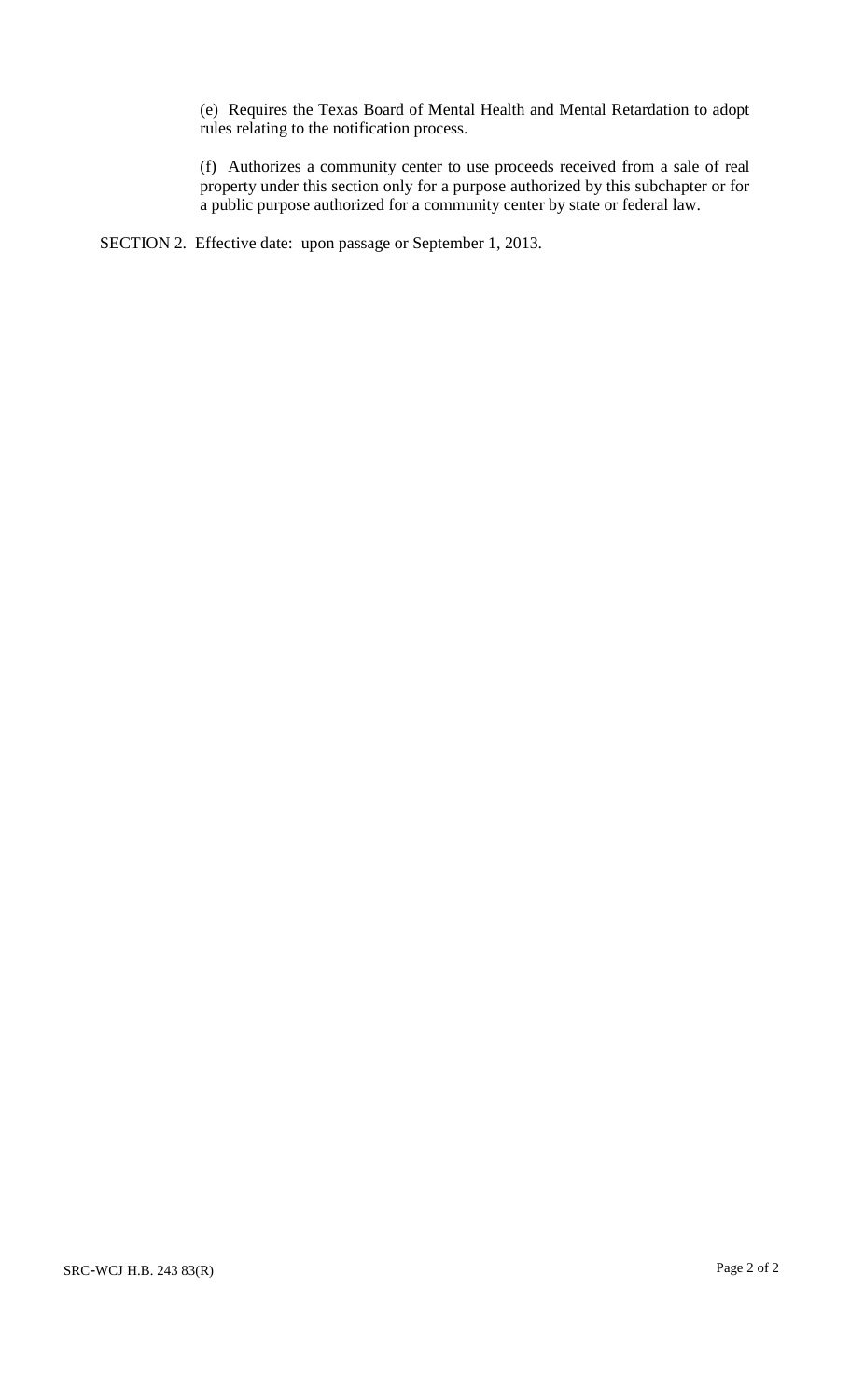(e) Requires the Texas Board of Mental Health and Mental Retardation to adopt rules relating to the notification process.

(f) Authorizes a community center to use proceeds received from a sale of real property under this section only for a purpose authorized by this subchapter or for a public purpose authorized for a community center by state or federal law.

SECTION 2. Effective date: upon passage or September 1, 2013.